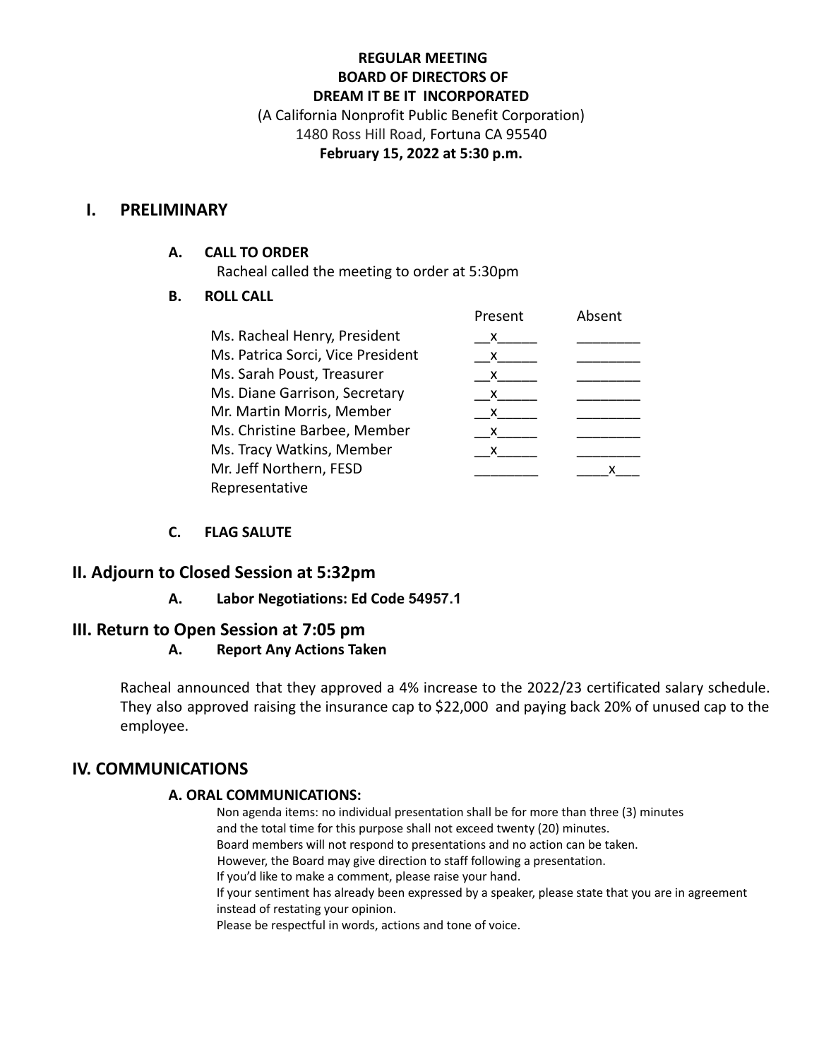**REGULAR MEETING**
**BOARD OF DIRECTORS OF**
**DREAM IT BE IT INCORPORATED**
(A California Nonprofit Public Benefit Corporation)
1480 Ross Hill Road, Fortuna CA 95540
**February 15, 2022 at 5:30 p.m.**

## I. PRELIMINARY

### A. CALL TO ORDER

Racheal called the meeting to order at 5:30pm

### B. ROLL CALL

| | Present | Absent |
|---|---|---|
| Ms. Racheal Henry, President | x | |
| Ms. Patrica Sorci, Vice President | x | |
| Ms. Sarah Poust, Treasurer | x | |
| Ms. Diane Garrison, Secretary | x | |
| Mr. Martin Morris, Member | x | |
| Ms. Christine Barbee, Member | x | |
| Ms. Tracy Watkins, Member | x | |
| Mr. Jeff Northern, FESD Representative | | x |

### C. FLAG SALUTE

## II. Adjourn to Closed Session at 5:32pm

### A. Labor Negotiations: Ed Code 54957.1

## III. Return to Open Session at 7:05 pm

### A. Report Any Actions Taken

Racheal announced that they approved a 4% increase to the 2022/23 certificated salary schedule. They also approved raising the insurance cap to $22,000 and paying back 20% of unused cap to the employee.

## IV. COMMUNICATIONS

### A. ORAL COMMUNICATIONS:

Non agenda items: no individual presentation shall be for more than three (3) minutes and the total time for this purpose shall not exceed twenty (20) minutes.
Board members will not respond to presentations and no action can be taken.
However, the Board may give direction to staff following a presentation.
If you'd like to make a comment, please raise your hand.
If your sentiment has already been expressed by a speaker, please state that you are in agreement instead of restating your opinion.
Please be respectful in words, actions and tone of voice.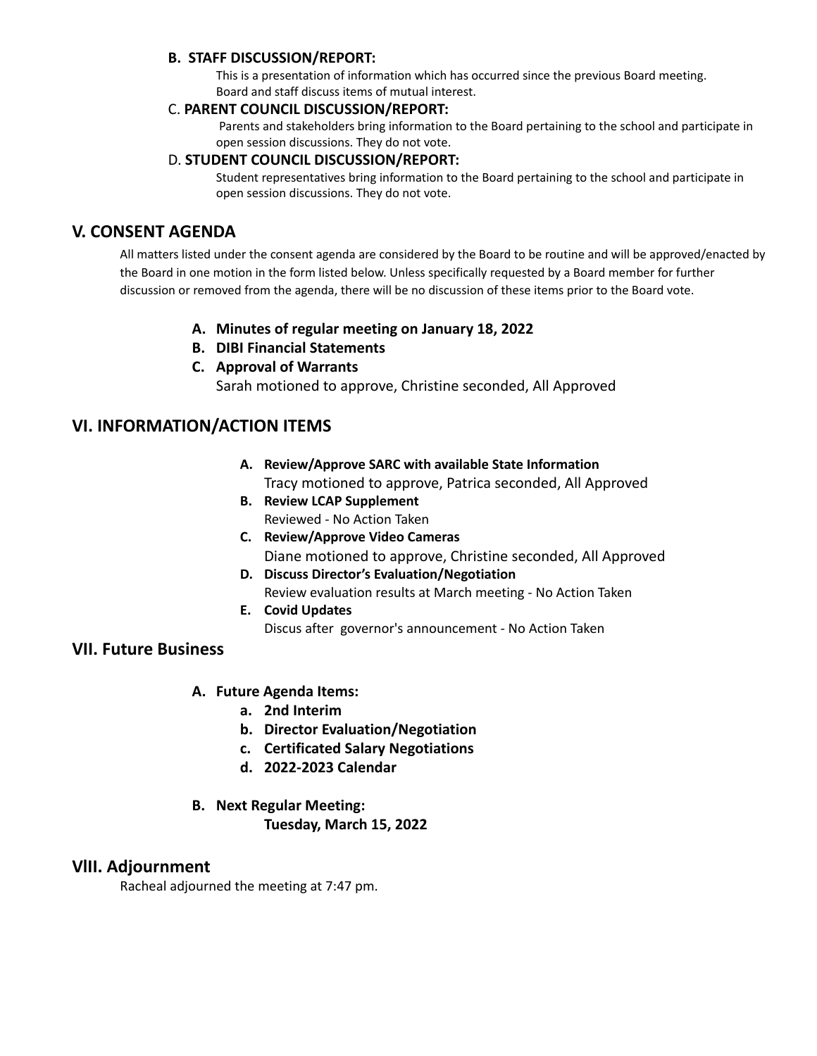**B. STAFF DISCUSSION/REPORT:**

This is a presentation of information which has occurred since the previous Board meeting. Board and staff discuss items of mutual interest.

C. **PARENT COUNCIL DISCUSSION/REPORT:**

Parents and stakeholders bring information to the Board pertaining to the school and participate in open session discussions. They do not vote.

D. **STUDENT COUNCIL DISCUSSION/REPORT:**

Student representatives bring information to the Board pertaining to the school and participate in open session discussions. They do not vote.

## V. CONSENT AGENDA

All matters listed under the consent agenda are considered by the Board to be routine and will be approved/enacted by the Board in one motion in the form listed below. Unless specifically requested by a Board member for further discussion or removed from the agenda, there will be no discussion of these items prior to the Board vote.

- **A. Minutes of regular meeting on January 18, 2022**
- **B. DIBI Financial Statements**
- **C. Approval of Warrants**

  Sarah motioned to approve, Christine seconded, All Approved

## VI. INFORMATION/ACTION ITEMS

- **A. Review/Approve SARC with available State Information**

  Tracy motioned to approve, Patrica seconded, All Approved
- **B. Review LCAP Supplement**

  Reviewed - No Action Taken
- **C. Review/Approve Video Cameras**

  Diane motioned to approve, Christine seconded, All Approved
- **D. Discuss Director's Evaluation/Negotiation**

  Review evaluation results at March meeting - No Action Taken
- **E. Covid Updates**

  Discus after governor's announcement - No Action Taken

## VII. Future Business

- **A. Future Agenda Items:**
  - **a. 2nd Interim**
  - **b. Director Evaluation/Negotiation**
  - **c. Certificated Salary Negotiations**
  - **d. 2022-2023 Calendar**
- **B. Next Regular Meeting:**

  **Tuesday, March 15, 2022**

## VlII. Adjournment

Racheal adjourned the meeting at 7:47 pm.